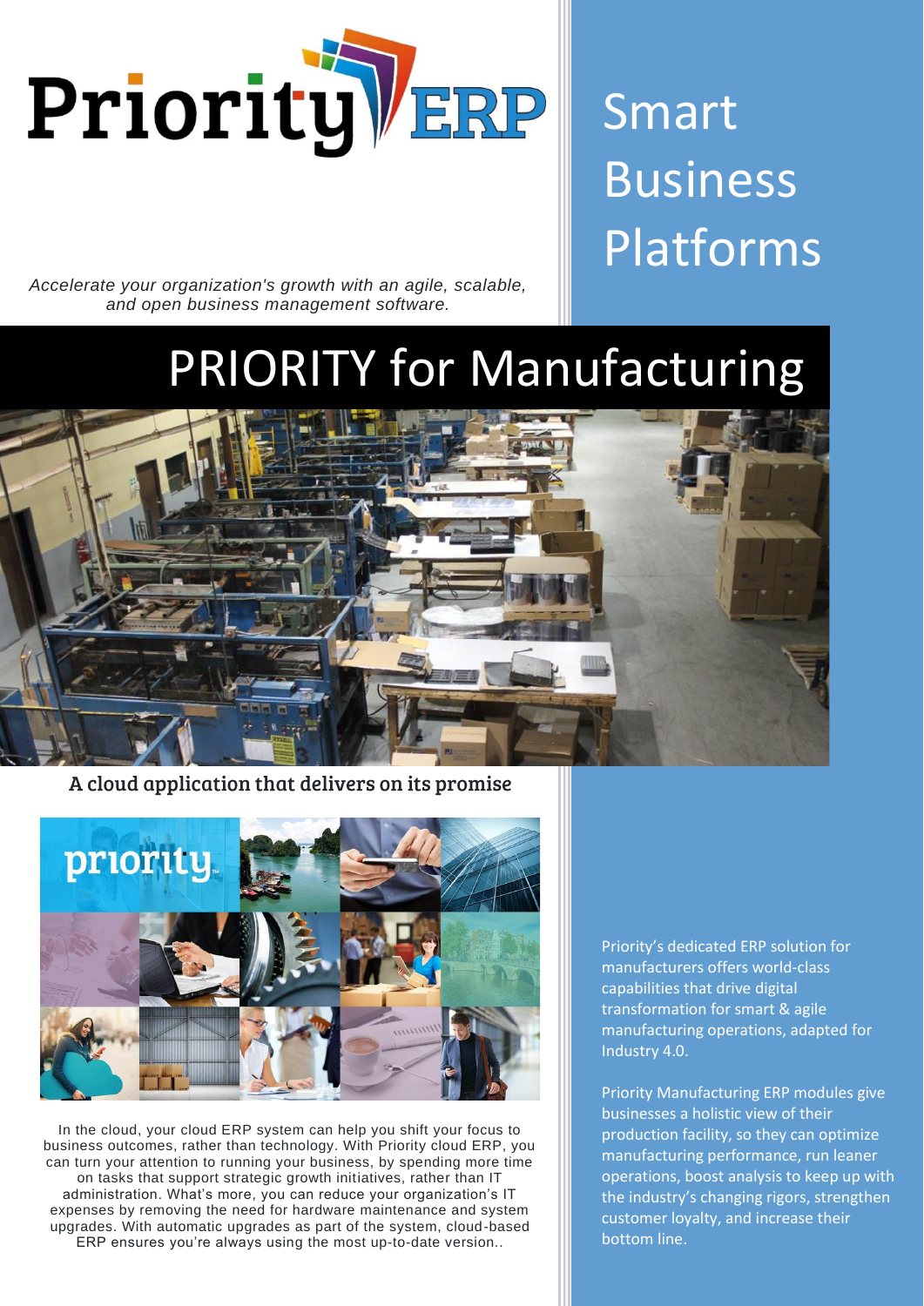# Priority ERP

# Smart Business Platforms

*Accelerate your organization's growth with an agile, scalable, and open business management software.*

# PRIORITY for Manufacturing

## A cloud application that delivers on its promise

In the cloud, your cloud ERP system can help you shift your focus to business outcomes, rather than technology. With Priority cloud ERP, you can turn your attention to running your business, by spending more time on tasks that support strategic growth initiatives, rather than IT administration. What's more, you can reduce your organization's IT expenses by removing the need for hardware maintenance and system upgrades. With automatic upgrades as part of the system, cloud-based ERP ensures you're always using the most up-to-date version..

Priority's dedicated ERP solution for manufacturers offers world-class capabilities that drive digital transformation for smart & agile manufacturing operations, adapted for Industry 4.0.

Priority Manufacturing ERP modules give businesses a holistic view of their production facility, so they can optimize manufacturing performance, run leaner operations, boost analysis to keep up with the industry's changing rigors, strengthen customer loyalty, and increase their bottom line.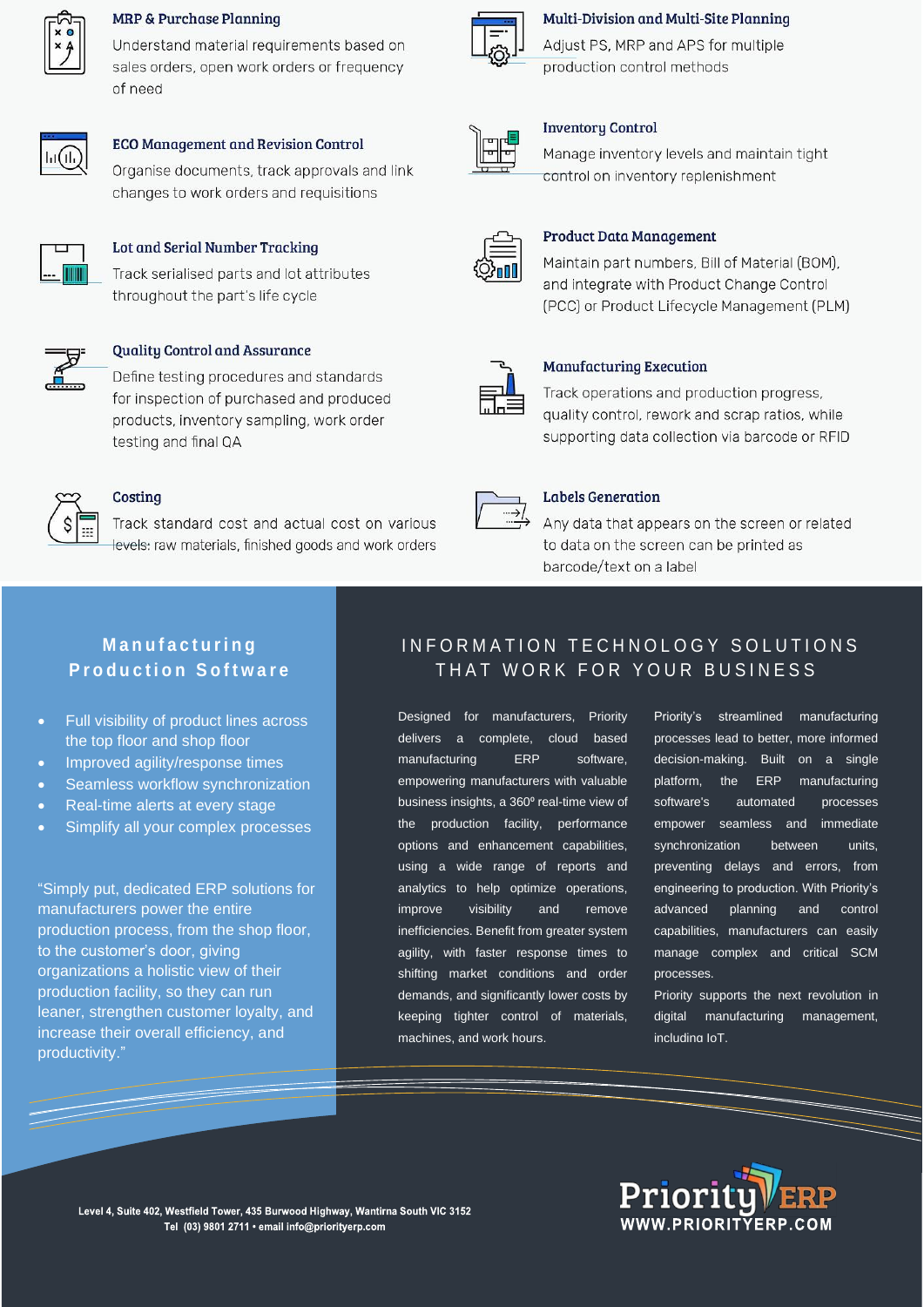### MRP & Purchase Planning

Understand material requirements based on sales orders, open work orders or frequency of need

### ECO Management and Revision Control

Organise documents, track approvals and link changes to work orders and requisitions

### Lot and Serial Number Tracking

Track serialised parts and lot attributes throughout the part's life cycle

### Quality Control and Assurance

Define testing procedures and standards for inspection of purchased and produced products, inventory sampling, work order testing and final QA

### Costing

Track standard cost and actual cost on various levels: raw materials, finished goods and work orders

### Multi-Division and Multi-Site Planning

Adjust PS, MRP and APS for multiple production control methods

### Inventory Control

Manage inventory levels and maintain tight control on inventory replenishment

### Product Data Management

Maintain part numbers, Bill of Material (BOM), and integrate with Product Change Control (PCC) or Product Lifecycle Management (PLM)

### Manufacturing Execution

Track operations and production progress, quality control, rework and scrap ratios, while supporting data collection via barcode or RFID

### Labels Generation

Any data that appears on the screen or related to data on the screen can be printed as barcode/text on a label

## Manufacturing Production Software

- Full visibility of product lines across the top floor and shop floor
- Improved agility/response times
- Seamless workflow synchronization
- Real-time alerts at every stage
- Simplify all your complex processes

"Simply put, dedicated ERP solutions for manufacturers power the entire production process, from the shop floor, to the customer's door, giving organizations a holistic view of their production facility, so they can run leaner, strengthen customer loyalty, and increase their overall efficiency, and productivity."

## INFORMATION TECHNOLOGY SOLUTIONS THAT WORK FOR YOUR BUSINESS

Designed for manufacturers, Priority delivers a complete, cloud based manufacturing ERP software, empowering manufacturers with valuable business insights, a 360º real-time view of the production facility, performance options and enhancement capabilities, using a wide range of reports and analytics to help optimize operations, improve visibility and remove inefficiencies. Benefit from greater system agility, with faster response times to shifting market conditions and order demands, and significantly lower costs by keeping tighter control of materials, machines, and work hours.

Priority's streamlined manufacturing processes lead to better, more informed decision-making. Built on a single platform, the ERP manufacturing software's automated processes empower seamless and immediate synchronization between units, preventing delays and errors, from engineering to production. With Priority's advanced planning and control capabilities, manufacturers can easily manage complex and critical SCM processes.

Priority supports the next revolution in digital manufacturing management, including IoT.

Level 4, Suite 402, Westfield Tower, 435 Burwood Highway, Wantirna South VIC 3152
Tel (03) 9801 2711 • email info@priorityerp.com

Priority ERP
WWW.PRIORITYERP.COM